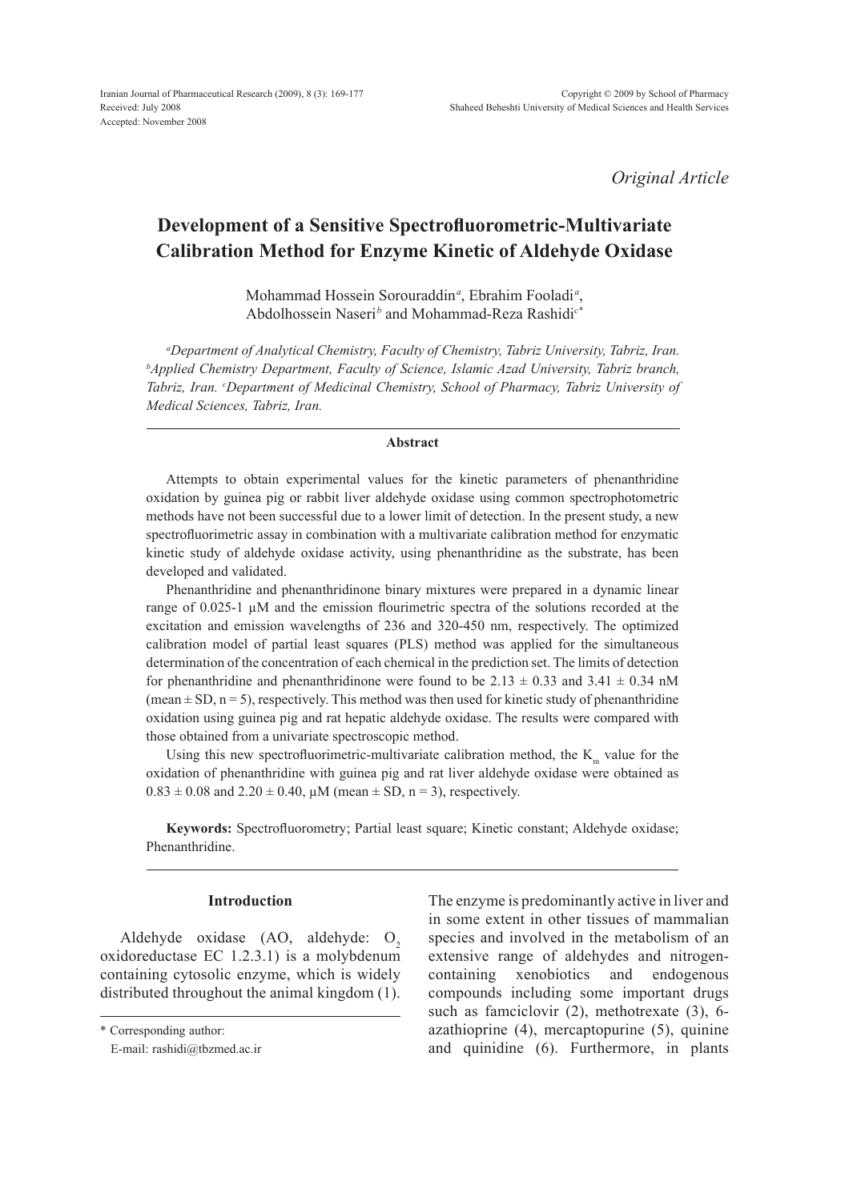Received: July 2008
Accepted: November 2008

*Original Article*

# Development of a Sensitive Spectrofluorometric-Multivariate Calibration Method for Enzyme Kinetic of Aldehyde Oxidase

Mohammad Hossein Sorouraddin[a], Ebrahim Fooladi[a], Abdolhossein Naseri[b] and Mohammad-Reza Rashidi[c*]

[a]*Department of Analytical Chemistry, Faculty of Chemistry, Tabriz University, Tabriz, Iran.* [b]*Applied Chemistry Department, Faculty of Science, Islamic Azad University, Tabriz branch, Tabriz, Iran.* [c]*Department of Medicinal Chemistry, School of Pharmacy, Tabriz University of Medical Sciences, Tabriz, Iran.*

## Abstract

Attempts to obtain experimental values for the kinetic parameters of phenanthridine oxidation by guinea pig or rabbit liver aldehyde oxidase using common spectrophotometric methods have not been successful due to a lower limit of detection. In the present study, a new spectrofluorimetric assay in combination with a multivariate calibration method for enzymatic kinetic study of aldehyde oxidase activity, using phenanthridine as the substrate, has been developed and validated.

Phenanthridine and phenanthridinone binary mixtures were prepared in a dynamic linear range of 0.025-1 µM and the emission flourimetric spectra of the solutions recorded at the excitation and emission wavelengths of 236 and 320-450 nm, respectively. The optimized calibration model of partial least squares (PLS) method was applied for the simultaneous determination of the concentration of each chemical in the prediction set. The limits of detection for phenanthridine and phenanthridinone were found to be 2.13 ± 0.33 and 3.41 ± 0.34 nM (mean ± SD, n = 5), respectively. This method was then used for kinetic study of phenanthridine oxidation using guinea pig and rat hepatic aldehyde oxidase. The results were compared with those obtained from a univariate spectroscopic method.

Using this new spectrofluorimetric-multivariate calibration method, the $K_m$ value for the oxidation of phenanthridine with guinea pig and rat liver aldehyde oxidase were obtained as 0.83 ± 0.08 and 2.20 ± 0.40, µM (mean ± SD, n = 3), respectively.

**Keywords:** Spectrofluorometry; Partial least square; Kinetic constant; Aldehyde oxidase; Phenanthridine.

## Introduction

Aldehyde oxidase (AO, aldehyde: $O_2$ oxidoreductase EC 1.2.3.1) is a molybdenum containing cytosolic enzyme, which is widely distributed throughout the animal kingdom (1). The enzyme is predominantly active in liver and in some extent in other tissues of mammalian species and involved in the metabolism of an extensive range of aldehydes and nitrogen-containing xenobiotics and endogenous compounds including some important drugs such as famciclovir (2), methotrexate (3), 6-azathioprine (4), mercaptopurine (5), quinine and quinidine (6). Furthermore, in plants

\* Corresponding author:
E-mail: rashidi@tbzmed.ac.ir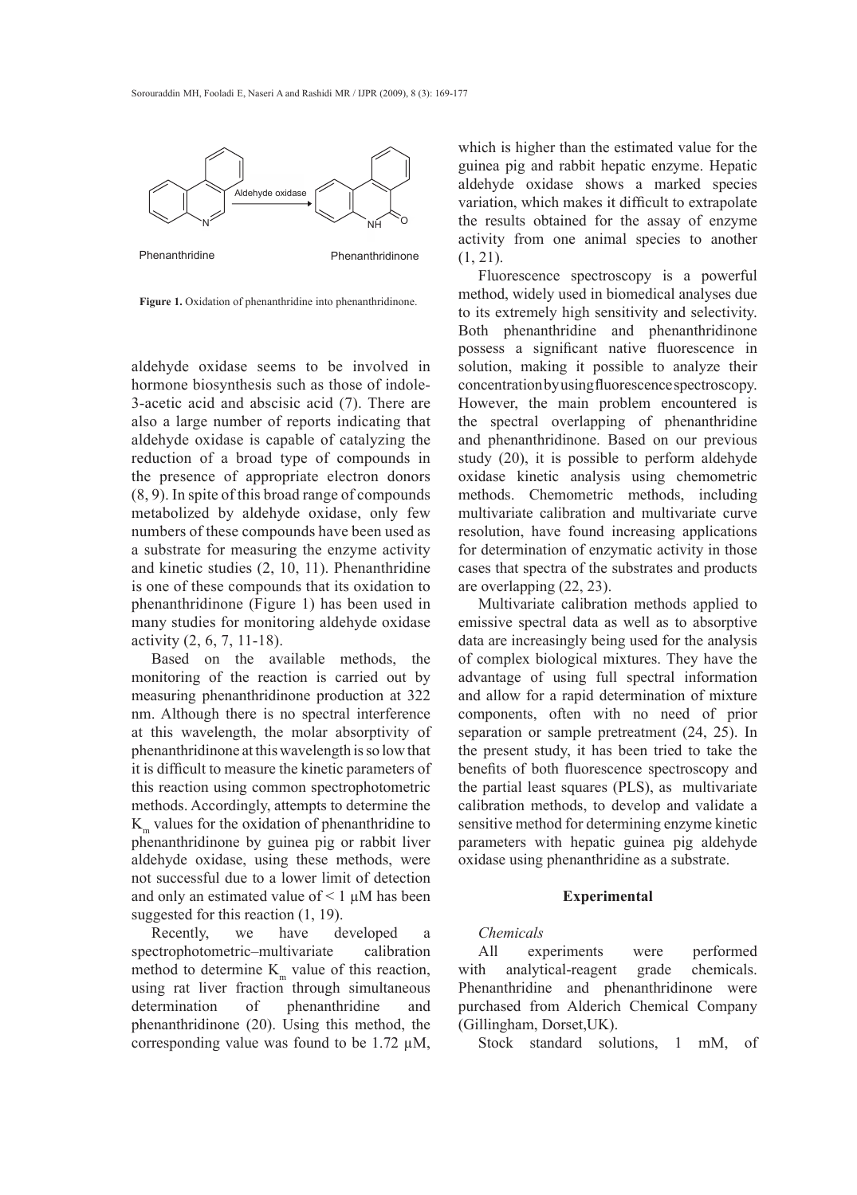Figure 1. Oxidation of phenanthridine into phenanthridinone.

aldehyde oxidase seems to be involved in hormone biosynthesis such as those of indole-3-acetic acid and abscisic acid (7). There are also a large number of reports indicating that aldehyde oxidase is capable of catalyzing the reduction of a broad type of compounds in the presence of appropriate electron donors (8, 9). In spite of this broad range of compounds metabolized by aldehyde oxidase, only few numbers of these compounds have been used as a substrate for measuring the enzyme activity and kinetic studies (2, 10, 11). Phenanthridine is one of these compounds that its oxidation to phenanthridinone (Figure 1) has been used in many studies for monitoring aldehyde oxidase activity (2, 6, 7, 11-18).

Based on the available methods, the monitoring of the reaction is carried out by measuring phenanthridinone production at 322 nm. Although there is no spectral interference at this wavelength, the molar absorptivity of phenanthridinone at this wavelength is so low that it is difficult to measure the kinetic parameters of this reaction using common spectrophotometric methods. Accordingly, attempts to determine the $K_m$ values for the oxidation of phenanthridine to phenanthridinone by guinea pig or rabbit liver aldehyde oxidase, using these methods, were not successful due to a lower limit of detection and only an estimated value of < 1 µM has been suggested for this reaction (1, 19).

Recently, we have developed a spectrophotometric–multivariate calibration method to determine $K_m$ value of this reaction, using rat liver fraction through simultaneous determination of phenanthridine and phenanthridinone (20). Using this method, the corresponding value was found to be 1.72 µM, which is higher than the estimated value for the guinea pig and rabbit hepatic enzyme. Hepatic aldehyde oxidase shows a marked species variation, which makes it difficult to extrapolate the results obtained for the assay of enzyme activity from one animal species to another (1, 21).

Fluorescence spectroscopy is a powerful method, widely used in biomedical analyses due to its extremely high sensitivity and selectivity. Both phenanthridine and phenanthridinone possess a significant native fluorescence in solution, making it possible to analyze their concentration by using fluorescence spectroscopy. However, the main problem encountered is the spectral overlapping of phenanthridine and phenanthridinone. Based on our previous study (20), it is possible to perform aldehyde oxidase kinetic analysis using chemometric methods. Chemometric methods, including multivariate calibration and multivariate curve resolution, have found increasing applications for determination of enzymatic activity in those cases that spectra of the substrates and products are overlapping (22, 23).

Multivariate calibration methods applied to emissive spectral data as well as to absorptive data are increasingly being used for the analysis of complex biological mixtures. They have the advantage of using full spectral information and allow for a rapid determination of mixture components, often with no need of prior separation or sample pretreatment (24, 25). In the present study, it has been tried to take the benefits of both fluorescence spectroscopy and the partial least squares (PLS), as multivariate calibration methods, to develop and validate a sensitive method for determining enzyme kinetic parameters with hepatic guinea pig aldehyde oxidase using phenanthridine as a substrate.

## Experimental

*Chemicals*

All experiments were performed with analytical-reagent grade chemicals. Phenanthridine and phenanthridinone were purchased from Alderich Chemical Company (Gillingham, Dorset,UK).

Stock standard solutions, 1 mM, of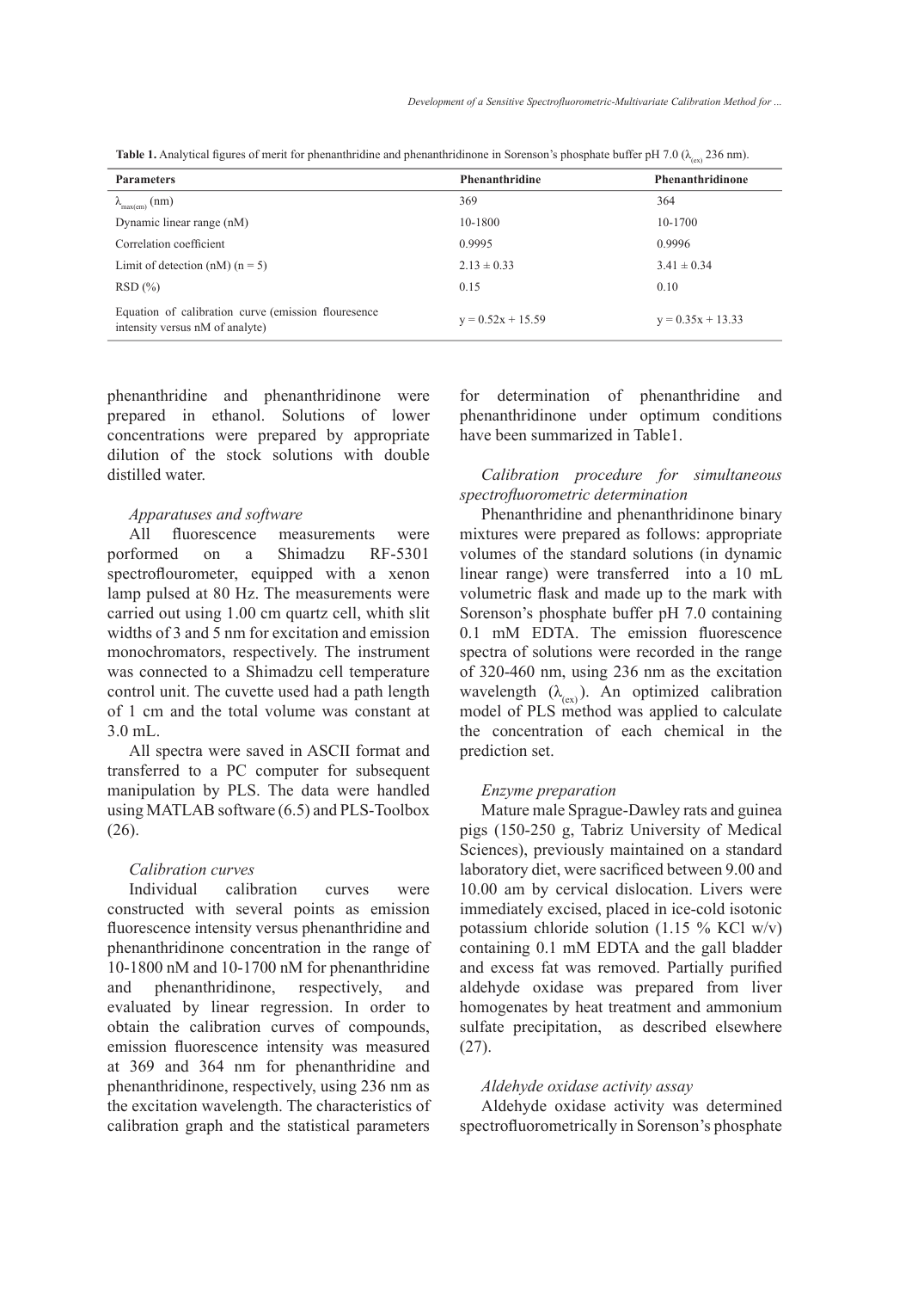**Table 1.** Analytical figures of merit for phenanthridine and phenanthridinone in Sorenson's phosphate buffer pH 7.0 ($\lambda_{(ex)}$ 236 nm).

| Parameters | Phenanthridine | Phenanthridinone |
|---|---|---|
| $\lambda_{max(em)}$ (nm) | 369 | 364 |
| Dynamic linear range (nM) | 10-1800 | 10-1700 |
| Correlation coefficient | 0.9995 | 0.9996 |
| Limit of detection (nM) (n = 5) | 2.13 ± 0.33 | 3.41 ± 0.34 |
| RSD (%) | 0.15 | 0.10 |
| Equation of calibration curve (emission flouresence intensity versus nM of analyte) | y = 0.52x + 15.59 | y = 0.35x + 13.33 |

phenanthridine and phenanthridinone were prepared in ethanol. Solutions of lower concentrations were prepared by appropriate dilution of the stock solutions with double distilled water.

*Apparatuses and software*

All fluorescence measurements were porformed on a Shimadzu RF-5301 spectroflourometer, equipped with a xenon lamp pulsed at 80 Hz. The measurements were carried out using 1.00 cm quartz cell, whith slit widths of 3 and 5 nm for excitation and emission monochromators, respectively. The instrument was connected to a Shimadzu cell temperature control unit. The cuvette used had a path length of 1 cm and the total volume was constant at 3.0 mL.

All spectra were saved in ASCII format and transferred to a PC computer for subsequent manipulation by PLS. The data were handled using MATLAB software (6.5) and PLS-Toolbox (26).

*Calibration curves*

Individual calibration curves were constructed with several points as emission fluorescence intensity versus phenanthridine and phenanthridinone concentration in the range of 10-1800 nM and 10-1700 nM for phenanthridine and phenanthridinone, respectively, and evaluated by linear regression. In order to obtain the calibration curves of compounds, emission fluorescence intensity was measured at 369 and 364 nm for phenanthridine and phenanthridinone, respectively, using 236 nm as the excitation wavelength. The characteristics of calibration graph and the statistical parameters for determination of phenanthridine and phenanthridinone under optimum conditions have been summarized in Table1.

*Calibration procedure for simultaneous spectrofluorometric determination*

Phenanthridine and phenanthridinone binary mixtures were prepared as follows: appropriate volumes of the standard solutions (in dynamic linear range) were transferred into a 10 mL volumetric flask and made up to the mark with Sorenson's phosphate buffer pH 7.0 containing 0.1 mM EDTA. The emission fluorescence spectra of solutions were recorded in the range of 320-460 nm, using 236 nm as the excitation wavelength ($\lambda_{(ex)}$). An optimized calibration model of PLS method was applied to calculate the concentration of each chemical in the prediction set.

*Enzyme preparation*

Mature male Sprague-Dawley rats and guinea pigs (150-250 g, Tabriz University of Medical Sciences), previously maintained on a standard laboratory diet, were sacrificed between 9.00 and 10.00 am by cervical dislocation. Livers were immediately excised, placed in ice-cold isotonic potassium chloride solution (1.15 % KCl w/v) containing 0.1 mM EDTA and the gall bladder and excess fat was removed. Partially purified aldehyde oxidase was prepared from liver homogenates by heat treatment and ammonium sulfate precipitation, as described elsewhere (27).

*Aldehyde oxidase activity assay*

Aldehyde oxidase activity was determined spectrofluorometrically in Sorenson's phosphate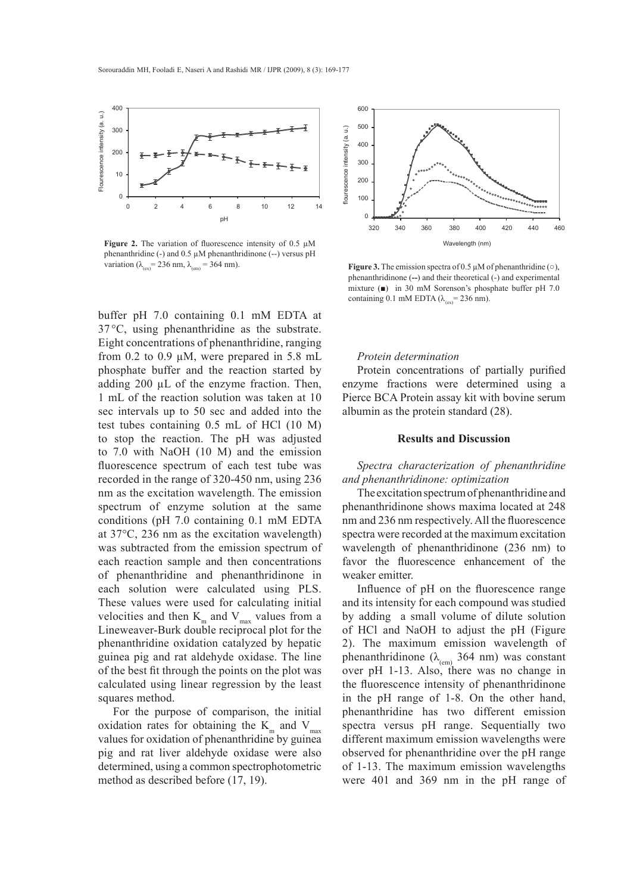**Figure 2.** The variation of fluorescence intensity of 0.5 µM phenanthridine (-) and 0.5 µM phenanthridinone (--) versus pH variation ($\lambda_{(ex)}$ = 236 nm, $\lambda_{(em)}$ = 364 nm).

**Figure 3.** The emission spectra of 0.5 µM of phenanthridine (○), phenanthridinone (--) and their theoretical (-) and experimental mixture (■) in 30 mM Sorenson's phosphate buffer pH 7.0 containing 0.1 mM EDTA ($\lambda_{(ex)}$ = 236 nm).

buffer pH 7.0 containing 0.1 mM EDTA at 37 °C, using phenanthridine as the substrate. Eight concentrations of phenanthridine, ranging from 0.2 to 0.9 µM, were prepared in 5.8 mL phosphate buffer and the reaction started by adding 200 µL of the enzyme fraction. Then, 1 mL of the reaction solution was taken at 10 sec intervals up to 50 sec and added into the test tubes containing 0.5 mL of HCl (10 M) to stop the reaction. The pH was adjusted to 7.0 with NaOH (10 M) and the emission fluorescence spectrum of each test tube was recorded in the range of 320-450 nm, using 236 nm as the excitation wavelength. The emission spectrum of enzyme solution at the same conditions (pH 7.0 containing 0.1 mM EDTA at 37°C, 236 nm as the excitation wavelength) was subtracted from the emission spectrum of each reaction sample and then concentrations of phenanthridine and phenanthridinone in each solution were calculated using PLS. These values were used for calculating initial velocities and then $K_m$ and $V_{max}$ values from a Lineweaver-Burk double reciprocal plot for the phenanthridine oxidation catalyzed by hepatic guinea pig and rat aldehyde oxidase. The line of the best fit through the points on the plot was calculated using linear regression by the least squares method.

For the purpose of comparison, the initial oxidation rates for obtaining the $K_m$ and $V_{max}$ values for oxidation of phenanthridine by guinea pig and rat liver aldehyde oxidase were also determined, using a common spectrophotometric method as described before (17, 19).

*Protein determination*

Protein concentrations of partially purified enzyme fractions were determined using a Pierce BCA Protein assay kit with bovine serum albumin as the protein standard (28).

## Results and Discussion

*Spectra characterization of phenanthridine and phenanthridinone: optimization*

The excitation spectrum of phenanthridine and phenanthridinone shows maxima located at 248 nm and 236 nm respectively. All the fluorescence spectra were recorded at the maximum excitation wavelength of phenanthridinone (236 nm) to favor the fluorescence enhancement of the weaker emitter.

Influence of pH on the fluorescence range and its intensity for each compound was studied by adding a small volume of dilute solution of HCl and NaOH to adjust the pH (Figure 2). The maximum emission wavelength of phenanthridinone ($\lambda_{(em)}$ 364 nm) was constant over pH 1-13. Also, there was no change in the fluorescence intensity of phenanthridinone in the pH range of 1-8. On the other hand, phenanthridine has two different emission spectra versus pH range. Sequentially two different maximum emission wavelengths were observed for phenanthridine over the pH range of 1-13. The maximum emission wavelengths were 401 and 369 nm in the pH range of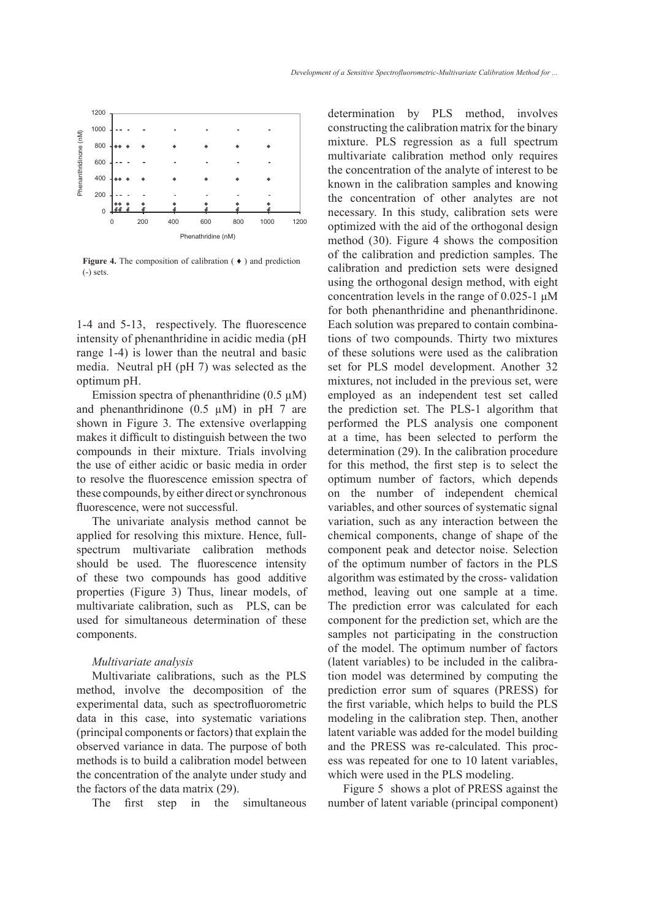**Figure 4.** The composition of calibration ( ♦ ) and prediction (-) sets.

1-4 and 5-13, respectively. The fluorescence intensity of phenanthridine in acidic media (pH range 1-4) is lower than the neutral and basic media. Neutral pH (pH 7) was selected as the optimum pH.

Emission spectra of phenanthridine (0.5 µM) and phenanthridinone (0.5 µM) in pH 7 are shown in Figure 3. The extensive overlapping makes it difficult to distinguish between the two compounds in their mixture. Trials involving the use of either acidic or basic media in order to resolve the fluorescence emission spectra of these compounds, by either direct or synchronous fluorescence, were not successful.

The univariate analysis method cannot be applied for resolving this mixture. Hence, full-spectrum multivariate calibration methods should be used. The fluorescence intensity of these two compounds has good additive properties (Figure 3) Thus, linear models, of multivariate calibration, such as PLS, can be used for simultaneous determination of these components.

### *Multivariate analysis*

Multivariate calibrations, such as the PLS method, involve the decomposition of the experimental data, such as spectrofluorometric data in this case, into systematic variations (principal components or factors) that explain the observed variance in data. The purpose of both methods is to build a calibration model between the concentration of the analyte under study and the factors of the data matrix (29).

The first step in the simultaneous determination by PLS method, involves constructing the calibration matrix for the binary mixture. PLS regression as a full spectrum multivariate calibration method only requires the concentration of the analyte of interest to be known in the calibration samples and knowing the concentration of other analytes are not necessary. In this study, calibration sets were optimized with the aid of the orthogonal design method (30). Figure 4 shows the composition of the calibration and prediction samples. The calibration and prediction sets were designed using the orthogonal design method, with eight concentration levels in the range of 0.025-1 µM for both phenanthridine and phenanthridinone. Each solution was prepared to contain combinations of two compounds. Thirty two mixtures of these solutions were used as the calibration set for PLS model development. Another 32 mixtures, not included in the previous set, were employed as an independent test set called the prediction set. The PLS-1 algorithm that performed the PLS analysis one component at a time, has been selected to perform the determination (29). In the calibration procedure for this method, the first step is to select the optimum number of factors, which depends on the number of independent chemical variables, and other sources of systematic signal variation, such as any interaction between the chemical components, change of shape of the component peak and detector noise. Selection of the optimum number of factors in the PLS algorithm was estimated by the cross- validation method, leaving out one sample at a time. The prediction error was calculated for each component for the prediction set, which are the samples not participating in the construction of the model. The optimum number of factors (latent variables) to be included in the calibration model was determined by computing the prediction error sum of squares (PRESS) for the first variable, which helps to build the PLS modeling in the calibration step. Then, another latent variable was added for the model building and the PRESS was re-calculated. This process was repeated for one to 10 latent variables, which were used in the PLS modeling.

Figure 5 shows a plot of PRESS against the number of latent variable (principal component)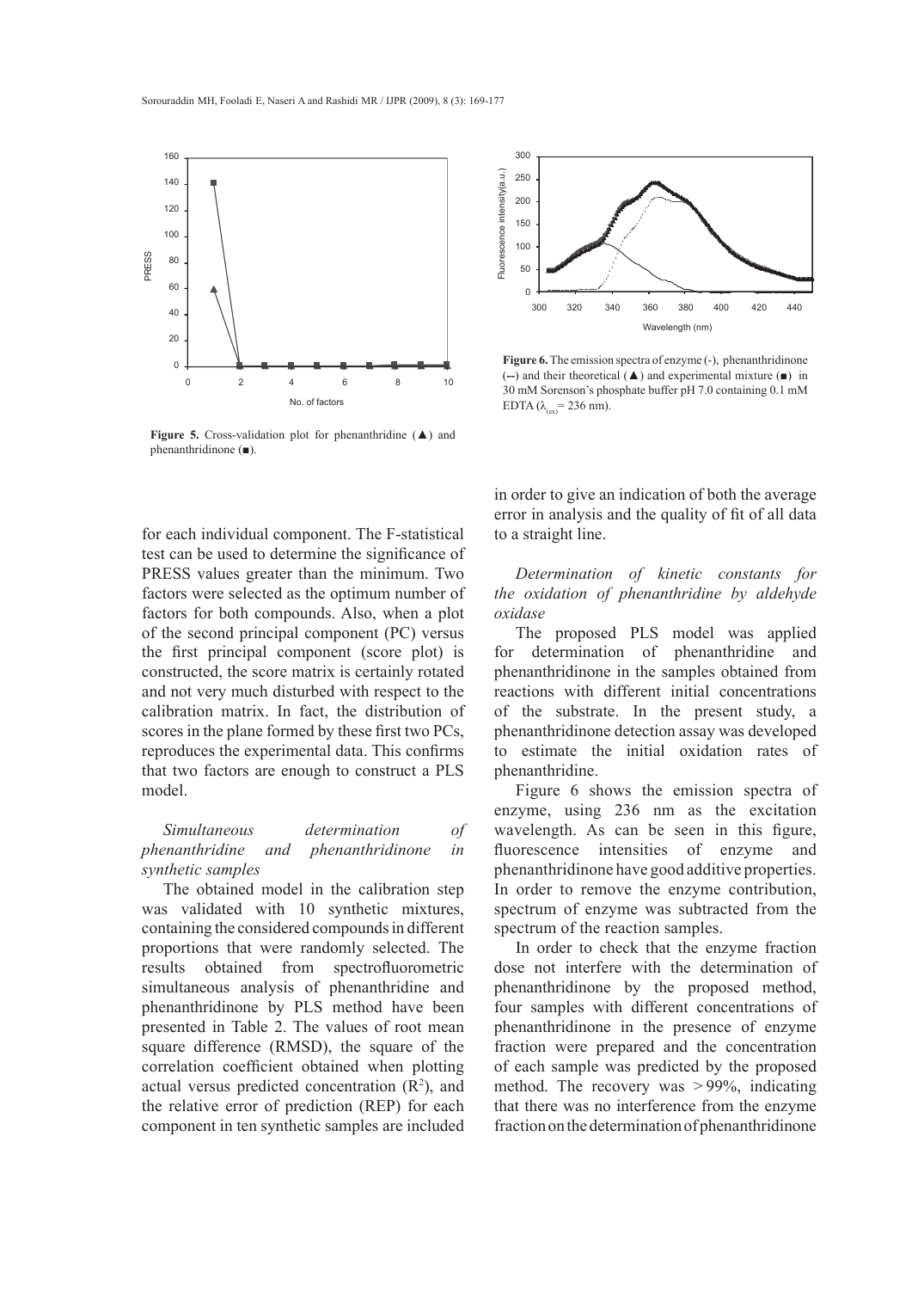**Figure 5.** Cross-validation plot for phenanthridine (▲) and phenanthridinone (■).

**Figure 6.** The emission spectra of enzyme (-), phenanthridinone (--) and their theoretical (▲) and experimental mixture (■) in 30 mM Sorenson's phosphate buffer pH 7.0 containing 0.1 mM EDTA ($\lambda_{(ex)}$ = 236 nm).

for each individual component. The F-statistical test can be used to determine the significance of PRESS values greater than the minimum. Two factors were selected as the optimum number of factors for both compounds. Also, when a plot of the second principal component (PC) versus the first principal component (score plot) is constructed, the score matrix is certainly rotated and not very much disturbed with respect to the calibration matrix. In fact, the distribution of scores in the plane formed by these first two PCs, reproduces the experimental data. This confirms that two factors are enough to construct a PLS model.

*Simultaneous determination of phenanthridine and phenanthridinone in synthetic samples*

The obtained model in the calibration step was validated with 10 synthetic mixtures, containing the considered compounds in different proportions that were randomly selected. The results obtained from spectrofluorometric simultaneous analysis of phenanthridine and phenanthridinone by PLS method have been presented in Table 2. The values of root mean square difference (RMSD), the square of the correlation coefficient obtained when plotting actual versus predicted concentration ($R^2$), and the relative error of prediction (REP) for each component in ten synthetic samples are included in order to give an indication of both the average error in analysis and the quality of fit of all data to a straight line.

*Determination of kinetic constants for the oxidation of phenanthridine by aldehyde oxidase*

The proposed PLS model was applied for determination of phenanthridine and phenanthridinone in the samples obtained from reactions with different initial concentrations of the substrate. In the present study, a phenanthridinone detection assay was developed to estimate the initial oxidation rates of phenanthridine.

Figure 6 shows the emission spectra of enzyme, using 236 nm as the excitation wavelength. As can be seen in this figure, fluorescence intensities of enzyme and phenanthridinone have good additive properties. In order to remove the enzyme contribution, spectrum of enzyme was subtracted from the spectrum of the reaction samples.

In order to check that the enzyme fraction dose not interfere with the determination of phenanthridinone by the proposed method, four samples with different concentrations of phenanthridinone in the presence of enzyme fraction were prepared and the concentration of each sample was predicted by the proposed method. The recovery was > 99%, indicating that there was no interference from the enzyme fraction on the determination of phenanthridinone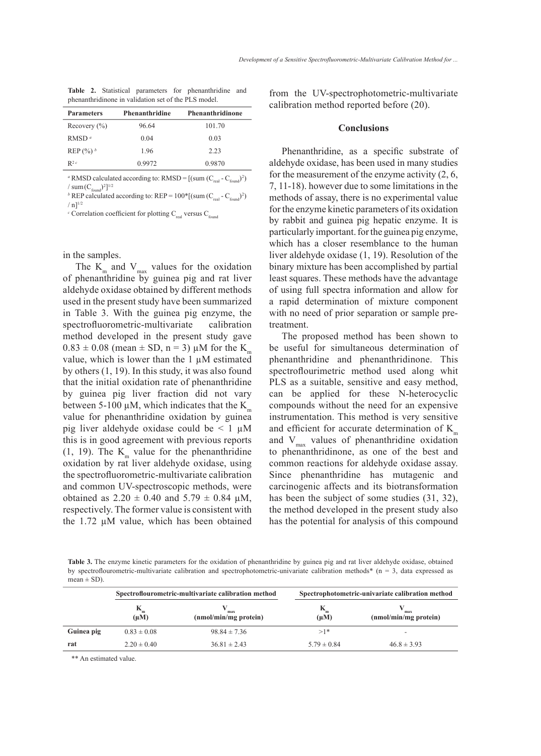**Table 2.** Statistical parameters for phenanthridine and phenanthridinone in validation set of the PLS model.

| Parameters | Phenanthridine | Phenanthridinone |
|---|---|---|
| Recovery (%) | 96.64 | 101.70 |
| RMSD [a] | 0.04 | 0.03 |
| REP (%) [b] | 1.96 | 2.23 |
| $R^2$ [c] | 0.9972 | 0.9870 |

[a] RMSD calculated according to: $RMSD = [(\text{sum}(C_{real} - C_{found})^2) / \text{sum}(C_{found})^2]^{1/2}$

[b] REP calculated according to: $REP = 100*[(\text{sum}(C_{real} - C_{found})^2) / n]^{1/2}$

[c] Correlation coefficient for plotting $C_{real}$ versus $C_{found}$

in the samples.

The $K_m$ and $V_{max}$ values for the oxidation of phenanthridine by guinea pig and rat liver aldehyde oxidase obtained by different methods used in the present study have been summarized in Table 3. With the guinea pig enzyme, the spectrofluorometric-multivariate calibration method developed in the present study gave $0.83 \pm 0.08$ (mean ± SD, n = 3) µM for the $K_m$ value, which is lower than the 1 µM estimated by others (1, 19). In this study, it was also found that the initial oxidation rate of phenanthridine by guinea pig liver fraction did not vary between 5-100 µM, which indicates that the $K_m$ value for phenanthridine oxidation by guinea pig liver aldehyde oxidase could be < 1 µM this is in good agreement with previous reports (1, 19). The $K_m$ value for the phenanthridine oxidation by rat liver aldehyde oxidase, using the spectrofluorometric-multivariate calibration and common UV-spectroscopic methods, were obtained as $2.20 \pm 0.40$ and $5.79 \pm 0.84$ µM, respectively. The former value is consistent with the 1.72 µM value, which has been obtained from the UV-spectrophotometric-multivariate calibration method reported before (20).

## Conclusions

Phenanthridine, as a specific substrate of aldehyde oxidase, has been used in many studies for the measurement of the enzyme activity (2, 6, 7, 11-18). however due to some limitations in the methods of assay, there is no experimental value for the enzyme kinetic parameters of its oxidation by rabbit and guinea pig hepatic enzyme. It is particularly important. for the guinea pig enzyme, which has a closer resemblance to the human liver aldehyde oxidase (1, 19). Resolution of the binary mixture has been accomplished by partial least squares. These methods have the advantage of using full spectra information and allow for a rapid determination of mixture component with no need of prior separation or sample pre-treatment.

The proposed method has been shown to be useful for simultaneous determination of phenanthridine and phenanthridinone. This spectroflourimetric method used along whit PLS as a suitable, sensitive and easy method, can be applied for these N-heterocyclic compounds without the need for an expensive instrumentation. This method is very sensitive and efficient for accurate determination of $K_m$ and $V_{max}$ values of phenanthridine oxidation to phenanthridinone, as one of the best and common reactions for aldehyde oxidase assay. Since phenanthridine has mutagenic and carcinogenic affects and its biotransformation has been the subject of some studies (31, 32), the method developed in the present study also has the potential for analysis of this compound

**Table 3.** The enzyme kinetic parameters for the oxidation of phenanthridine by guinea pig and rat liver aldehyde oxidase, obtained by spectroflourometric-multivariate calibration and spectrophotometric-univariate calibration methods* (n = 3, data expressed as mean ± SD).

| | Spectroflourometric-multivariate calibration method | | Spectrophotometric-univariate calibration method | |
|---|---|---|---|---|
| | $K_m$ (µM) | $V_{max}$ (nmol/min/mg protein) | $K_m$ (µM) | $V_{max}$ (nmol/min/mg protein) |
| **Guinea pig** | 0.83 ± 0.08 | 98.84 ± 7.36 | >1* | - |
| **rat** | 2.20 ± 0.40 | 36.81 ± 2.43 | 5.79 ± 0.84 | 46.8 ± 3.93 |

** An estimated value.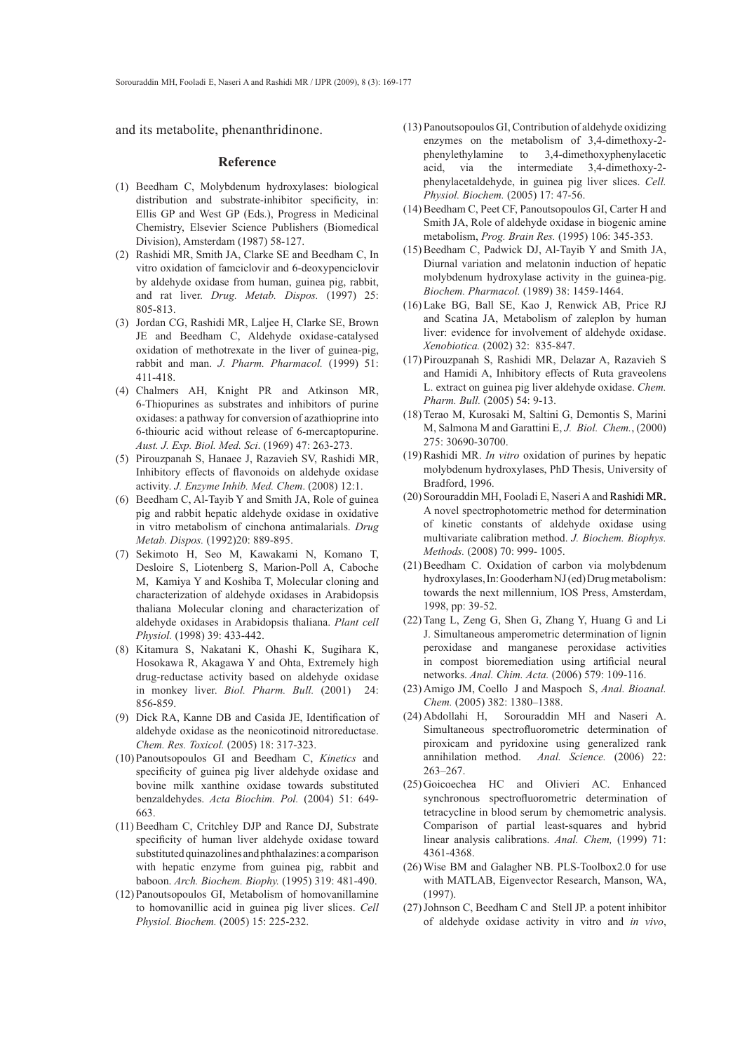and its metabolite, phenanthridinone.

## Reference

(1) Beedham C, Molybdenum hydroxylases: biological distribution and substrate-inhibitor specificity, in: Ellis GP and West GP (Eds.), Progress in Medicinal Chemistry, Elsevier Science Publishers (Biomedical Division), Amsterdam (1987) 58-127.

(2) Rashidi MR, Smith JA, Clarke SE and Beedham C, In vitro oxidation of famciclovir and 6-deoxypenciclovir by aldehyde oxidase from human, guinea pig, rabbit, and rat liver. *Drug. Metab. Dispos.* (1997) 25: 805-813.

(3) Jordan CG, Rashidi MR, Laljee H, Clarke SE, Brown JE and Beedham C, Aldehyde oxidase-catalysed oxidation of methotrexate in the liver of guinea-pig, rabbit and man. *J. Pharm. Pharmacol.* (1999) 51: 411-418.

(4) Chalmers AH, Knight PR and Atkinson MR, 6-Thiopurines as substrates and inhibitors of purine oxidases: a pathway for conversion of azathioprine into 6-thiouric acid without release of 6-mercaptopurine. *Aust. J. Exp. Biol. Med. Sci*. (1969) 47: 263-273.

(5) Pirouzpanah S, Hanaee J, Razavieh SV, Rashidi MR, Inhibitory effects of flavonoids on aldehyde oxidase activity. *J. Enzyme Inhib. Med. Chem*. (2008) 12:1.

(6) Beedham C, Al-Tayib Y and Smith JA, Role of guinea pig and rabbit hepatic aldehyde oxidase in oxidative in vitro metabolism of cinchona antimalarials. *Drug Metab. Dispos.* (1992)20: 889-895.

(7) Sekimoto H, Seo M, Kawakami N, Komano T, Desloire S, Liotenberg S, Marion-Poll A, Caboche M, Kamiya Y and Koshiba T, Molecular cloning and characterization of aldehyde oxidases in Arabidopsis thaliana Molecular cloning and characterization of aldehyde oxidases in Arabidopsis thaliana. *Plant cell Physiol.* (1998) 39: 433-442.

(8) Kitamura S, Nakatani K, Ohashi K, Sugihara K, Hosokawa R, Akagawa Y and Ohta, Extremely high drug-reductase activity based on aldehyde oxidase in monkey liver. *Biol. Pharm. Bull.* (2001) 24: 856-859.

(9) Dick RA, Kanne DB and Casida JE, Identification of aldehyde oxidase as the neonicotinoid nitroreductase. *Chem. Res. Toxicol.* (2005) 18: 317-323.

(10) Panoutsopoulos GI and Beedham C, *Kinetics* and specificity of guinea pig liver aldehyde oxidase and bovine milk xanthine oxidase towards substituted benzaldehydes. *Acta Biochim. Pol.* (2004) 51: 649-663.

(11) Beedham C, Critchley DJP and Rance DJ, Substrate specificity of human liver aldehyde oxidase toward substituted quinazolines and phthalazines: a comparison with hepatic enzyme from guinea pig, rabbit and baboon. *Arch. Biochem. Biophy.* (1995) 319: 481-490.

(12) Panoutsopoulos GI, Metabolism of homovanillamine to homovanillic acid in guinea pig liver slices. *Cell Physiol. Biochem.* (2005) 15: 225-232.

(13) Panoutsopoulos GI, Contribution of aldehyde oxidizing enzymes on the metabolism of 3,4-dimethoxy-2-phenylethylamine to 3,4-dimethoxyphenylacetic acid, via the intermediate 3,4-dimethoxy-2-phenylacetaldehyde, in guinea pig liver slices. *Cell. Physiol. Biochem.* (2005) 17: 47-56.

(14) Beedham C, Peet CF, Panoutsopoulos GI, Carter H and Smith JA, Role of aldehyde oxidase in biogenic amine metabolism, *Prog. Brain Res.* (1995) 106: 345-353.

(15) Beedham C, Padwick DJ, Al-Tayib Y and Smith JA, Diurnal variation and melatonin induction of hepatic molybdenum hydroxylase activity in the guinea-pig. *Biochem. Pharmacol.* (1989) 38: 1459-1464.

(16) Lake BG, Ball SE, Kao J, Renwick AB, Price RJ and Scatina JA, Metabolism of zaleplon by human liver: evidence for involvement of aldehyde oxidase. *Xenobiotica.* (2002) 32: 835-847.

(17) Pirouzpanah S, Rashidi MR, Delazar A, Razavieh S and Hamidi A, Inhibitory effects of Ruta graveolens L. extract on guinea pig liver aldehyde oxidase. *Chem. Pharm. Bull.* (2005) 54: 9-13.

(18) Terao M, Kurosaki M, Saltini G, Demontis S, Marini M, Salmona M and Garattini E, *J. Biol. Chem.*, (2000) 275: 30690-30700.

(19) Rashidi MR. *In vitro* oxidation of purines by hepatic molybdenum hydroxylases, PhD Thesis, University of Bradford, 1996.

(20) Sorouraddin MH, Fooladi E, Naseri A and Rashidi MR. A novel spectrophotometric method for determination of kinetic constants of aldehyde oxidase using multivariate calibration method. *J. Biochem. Biophys. Methods.* (2008) 70: 999- 1005.

(21) Beedham C. Oxidation of carbon via molybdenum hydroxylases, In: Gooderham NJ (ed) Drug metabolism: towards the next millennium, IOS Press, Amsterdam, 1998, pp: 39-52.

(22) Tang L, Zeng G, Shen G, Zhang Y, Huang G and Li J. Simultaneous amperometric determination of lignin peroxidase and manganese peroxidase activities in compost bioremediation using artificial neural networks. *Anal. Chim. Acta.* (2006) 579: 109-116.

(23) Amigo JM, Coello J and Maspoch S, *Anal. Bioanal. Chem.* (2005) 382: 1380–1388.

(24) Abdollahi H, Sorouraddin MH and Naseri A. Simultaneous spectrofluorometric determination of piroxicam and pyridoxine using generalized rank annihilation method. *Anal. Science.* (2006) 22: 263–267.

(25) Goicoechea HC and Olivieri AC. Enhanced synchronous spectrofluorometric determination of tetracycline in blood serum by chemometric analysis. Comparison of partial least-squares and hybrid linear analysis calibrations. *Anal. Chem,* (1999) 71: 4361-4368.

(26) Wise BM and Galagher NB. PLS-Toolbox2.0 for use with MATLAB, Eigenvector Research, Manson, WA, (1997).

(27) Johnson C, Beedham C and Stell JP. a potent inhibitor of aldehyde oxidase activity in vitro and *in vivo*,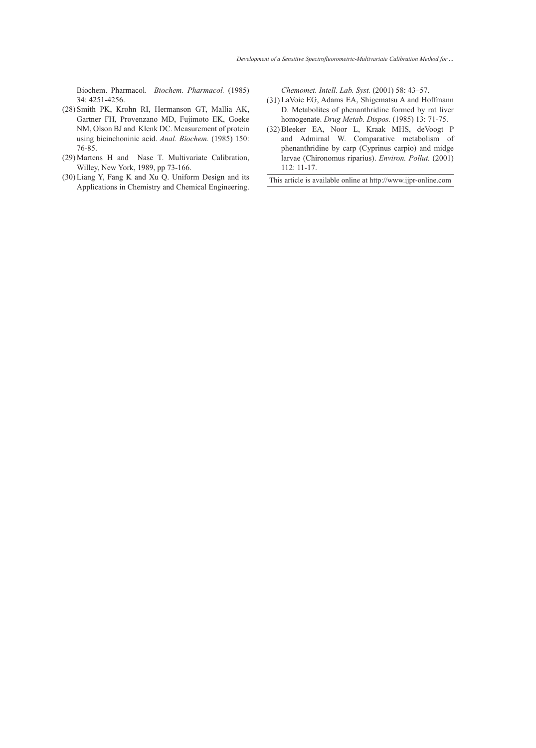Biochem. Pharmacol. *Biochem. Pharmacol.* (1985) 34: 4251-4256.

(28) Smith PK, Krohn RI, Hermanson GT, Mallia AK, Gartner FH, Provenzano MD, Fujimoto EK, Goeke NM, Olson BJ and Klenk DC. Measurement of protein using bicinchoninic acid. *Anal. Biochem.* (1985) 150: 76-85.

(29) Martens H and Nase T. Multivariate Calibration, Willey, New York, 1989, pp 73-166.

(30) Liang Y, Fang K and Xu Q. Uniform Design and its Applications in Chemistry and Chemical Engineering. *Chemomet. Intell. Lab. Syst.* (2001) 58: 43–57.

(31) LaVoie EG, Adams EA, Shigematsu A and Hoffmann D. Metabolites of phenanthridine formed by rat liver homogenate. *Drug Metab. Dispos.* (1985) 13: 71-75.

(32) Bleeker EA, Noor L, Kraak MHS, deVoogt P and Admiraal W. Comparative metabolism of phenanthridine by carp (Cyprinus carpio) and midge larvae (Chironomus riparius). *Environ. Pollut.* (2001) 112: 11-17.

This article is available online at http://www.ijpr-online.com